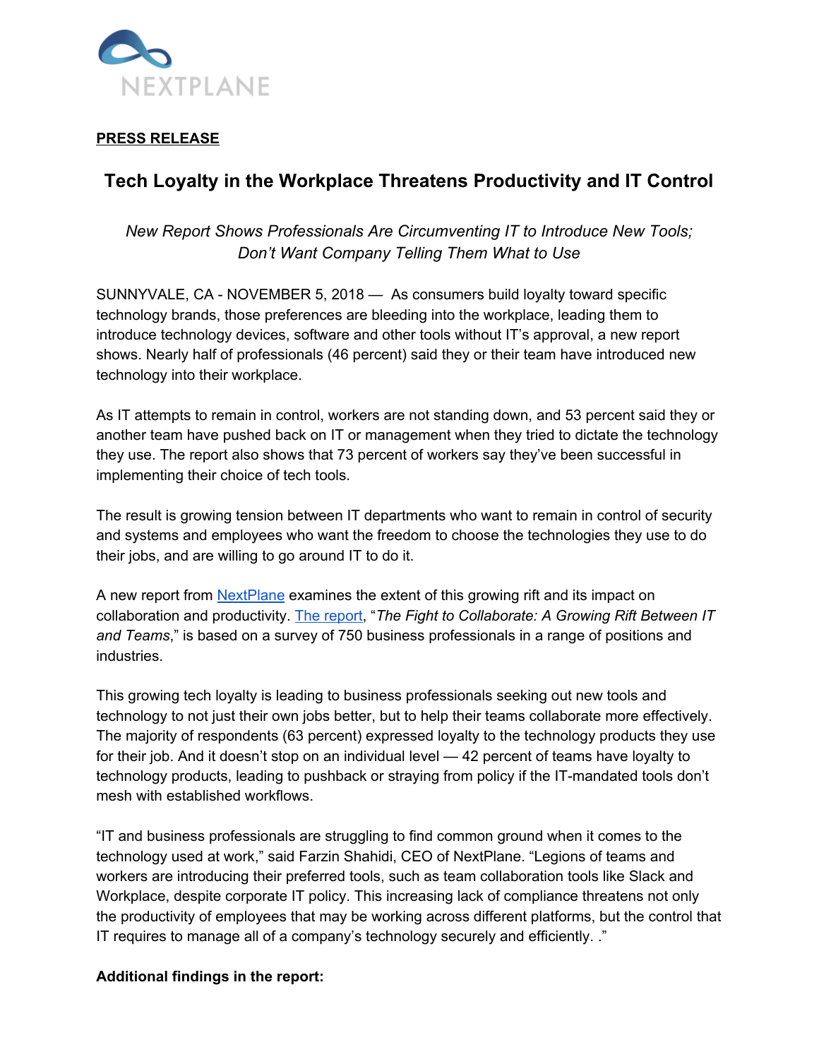NEXTPLANE

**PRESS RELEASE**

# Tech Loyalty in the Workplace Threatens Productivity and IT Control

*New Report Shows Professionals Are Circumventing IT to Introduce New Tools; Don't Want Company Telling Them What to Use*

SUNNYVALE, CA - NOVEMBER 5, 2018 — As consumers build loyalty toward specific technology brands, those preferences are bleeding into the workplace, leading them to introduce technology devices, software and other tools without IT's approval, a new report shows. Nearly half of professionals (46 percent) said they or their team have introduced new technology into their workplace.

As IT attempts to remain in control, workers are not standing down, and 53 percent said they or another team have pushed back on IT or management when they tried to dictate the technology they use. The report also shows that 73 percent of workers say they've been successful in implementing their choice of tech tools.

The result is growing tension between IT departments who want to remain in control of security and systems and employees who want the freedom to choose the technologies they use to do their jobs, and are willing to go around IT to do it.

A new report from NextPlane examines the extent of this growing rift and its impact on collaboration and productivity. The report, "*The Fight to Collaborate: A Growing Rift Between IT and Teams*," is based on a survey of 750 business professionals in a range of positions and industries.

This growing tech loyalty is leading to business professionals seeking out new tools and technology to not just their own jobs better, but to help their teams collaborate more effectively. The majority of respondents (63 percent) expressed loyalty to the technology products they use for their job. And it doesn't stop on an individual level — 42 percent of teams have loyalty to technology products, leading to pushback or straying from policy if the IT-mandated tools don't mesh with established workflows.

"IT and business professionals are struggling to find common ground when it comes to the technology used at work," said Farzin Shahidi, CEO of NextPlane. "Legions of teams and workers are introducing their preferred tools, such as team collaboration tools like Slack and Workplace, despite corporate IT policy. This increasing lack of compliance threatens not only the productivity of employees that may be working across different platforms, but the control that IT requires to manage all of a company's technology securely and efficiently. ."

**Additional findings in the report:**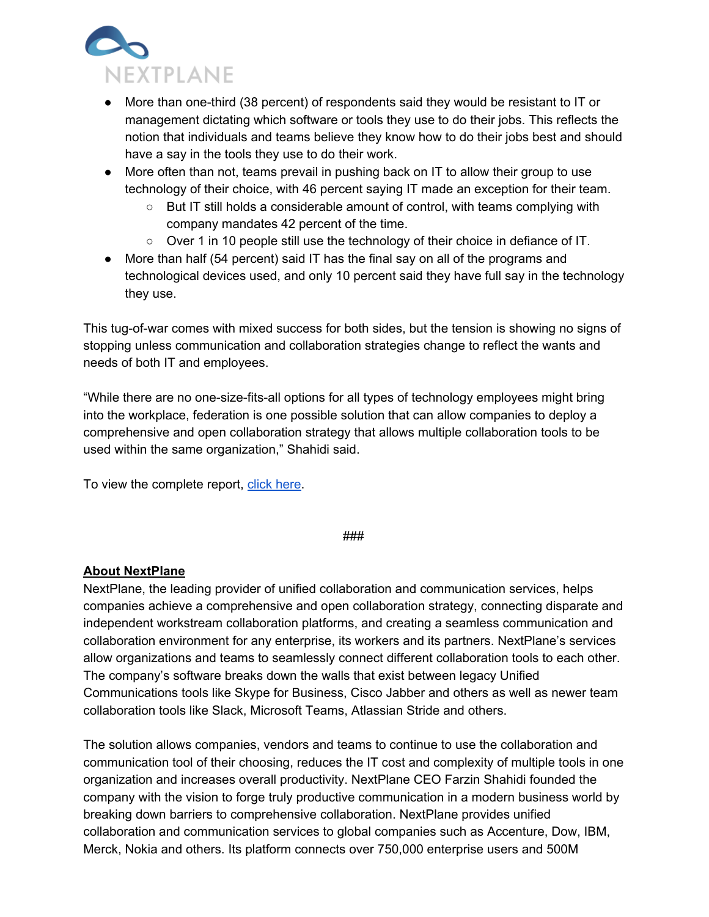- More than one-third (38 percent) of respondents said they would be resistant to IT or management dictating which software or tools they use to do their jobs. This reflects the notion that individuals and teams believe they know how to do their jobs best and should have a say in the tools they use to do their work.
- More often than not, teams prevail in pushing back on IT to allow their group to use technology of their choice, with 46 percent saying IT made an exception for their team.
  - But IT still holds a considerable amount of control, with teams complying with company mandates 42 percent of the time.
  - Over 1 in 10 people still use the technology of their choice in defiance of IT.
- More than half (54 percent) said IT has the final say on all of the programs and technological devices used, and only 10 percent said they have full say in the technology they use.

This tug-of-war comes with mixed success for both sides, but the tension is showing no signs of stopping unless communication and collaboration strategies change to reflect the wants and needs of both IT and employees.

"While there are no one-size-fits-all options for all types of technology employees might bring into the workplace, federation is one possible solution that can allow companies to deploy a comprehensive and open collaboration strategy that allows multiple collaboration tools to be used within the same organization," Shahidi said.

To view the complete report, click here.

###

**About NextPlane**

NextPlane, the leading provider of unified collaboration and communication services, helps companies achieve a comprehensive and open collaboration strategy, connecting disparate and independent workstream collaboration platforms, and creating a seamless communication and collaboration environment for any enterprise, its workers and its partners. NextPlane's services allow organizations and teams to seamlessly connect different collaboration tools to each other. The company's software breaks down the walls that exist between legacy Unified Communications tools like Skype for Business, Cisco Jabber and others as well as newer team collaboration tools like Slack, Microsoft Teams, Atlassian Stride and others.

The solution allows companies, vendors and teams to continue to use the collaboration and communication tool of their choosing, reduces the IT cost and complexity of multiple tools in one organization and increases overall productivity. NextPlane CEO Farzin Shahidi founded the company with the vision to forge truly productive communication in a modern business world by breaking down barriers to comprehensive collaboration. NextPlane provides unified collaboration and communication services to global companies such as Accenture, Dow, IBM, Merck, Nokia and others. Its platform connects over 750,000 enterprise users and 500M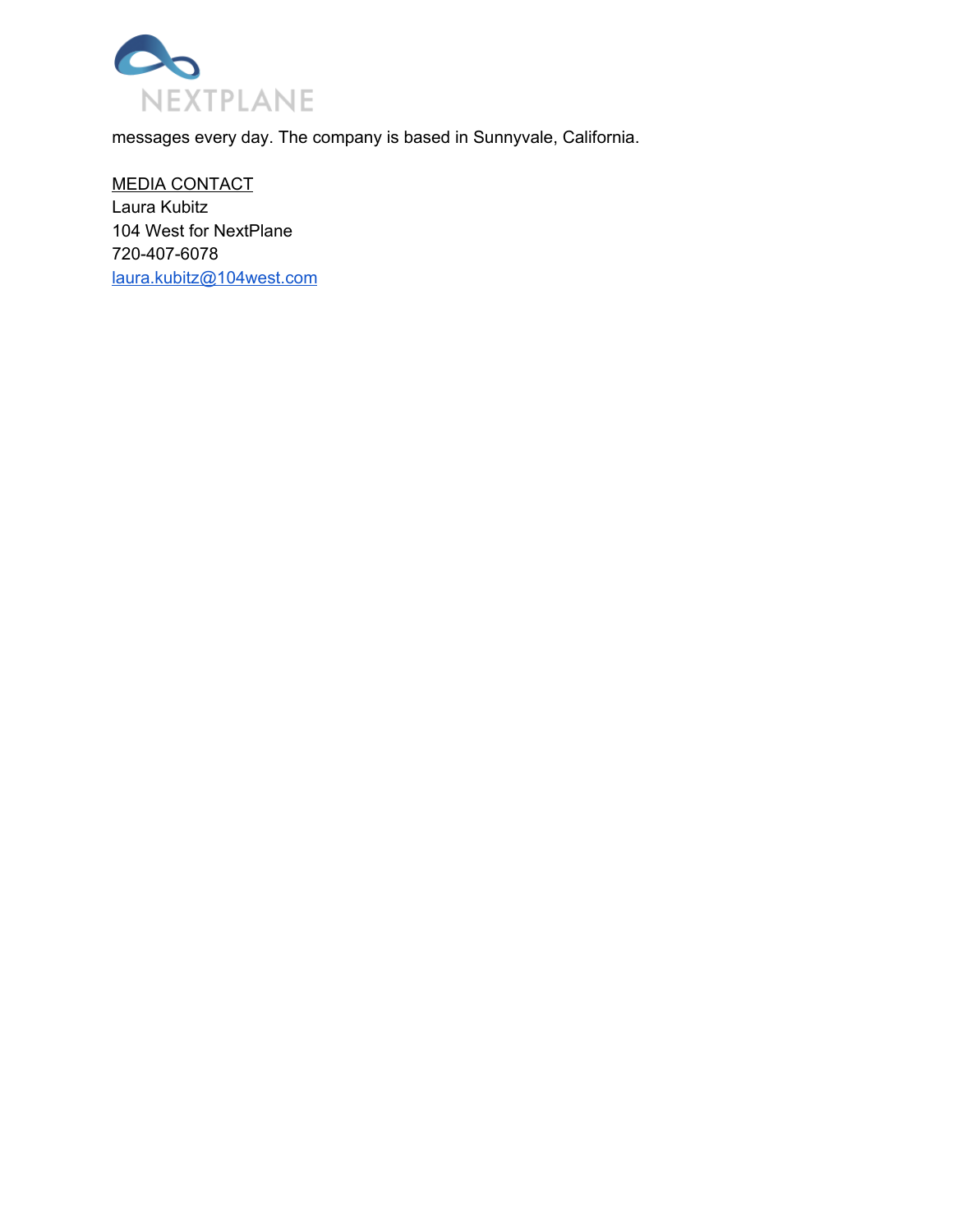messages every day. The company is based in Sunnyvale, California.

MEDIA CONTACT
Laura Kubitz
104 West for NextPlane
720-407-6078
laura.kubitz@104west.com